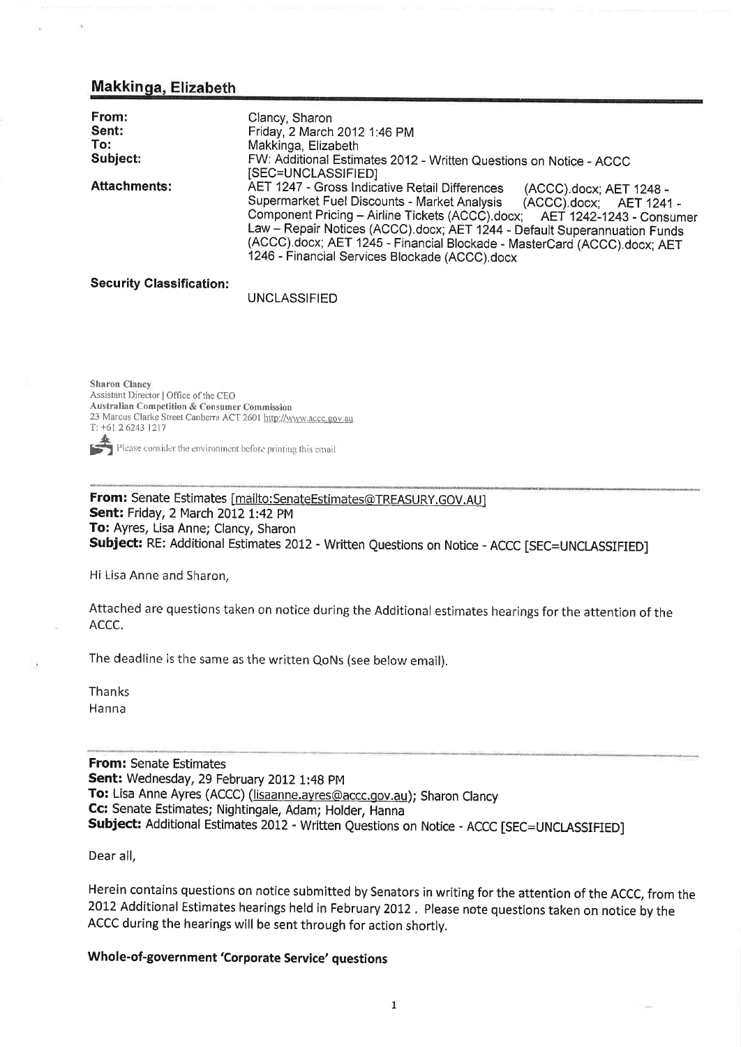## Makkinga, Elizabeth

| | |
|---|---|
| **From:** | Clancy, Sharon |
| **Sent:** | Friday, 2 March 2012 1:46 PM |
| **To:** | Makkinga, Elizabeth |
| **Subject:** | FW: Additional Estimates 2012 - Written Questions on Notice - ACCC [SEC=UNCLASSIFIED] |
| **Attachments:** | AET 1247 - Gross Indicative Retail Differences (ACCC).docx; AET 1248 - Supermarket Fuel Discounts - Market Analysis (ACCC).docx; AET 1241 - Component Pricing – Airline Tickets (ACCC).docx; AET 1242-1243 - Consumer Law – Repair Notices (ACCC).docx; AET 1244 - Default Superannuation Funds (ACCC).docx; AET 1245 - Financial Blockade - MasterCard (ACCC).docx; AET 1246 - Financial Services Blockade (ACCC).docx |

**Security Classification:**

UNCLASSIFIED

Sharon Clancy
Assistant Director | Office of the CEO
Australian Competition & Consumer Commission
23 Marcus Clarke Street Canberra ACT 2601 http://www.accc.gov.au
T: +61 2 6243 1217

Please consider the environment before printing this email

---

**From:** Senate Estimates [mailto:SenateEstimates@TREASURY.GOV.AU]
**Sent:** Friday, 2 March 2012 1:42 PM
**To:** Ayres, Lisa Anne; Clancy, Sharon
**Subject:** RE: Additional Estimates 2012 - Written Questions on Notice - ACCC [SEC=UNCLASSIFIED]

Hi Lisa Anne and Sharon,

Attached are questions taken on notice during the Additional estimates hearings for the attention of the ACCC.

The deadline is the same as the written QoNs (see below email).

Thanks
Hanna

---

**From:** Senate Estimates
**Sent:** Wednesday, 29 February 2012 1:48 PM
**To:** Lisa Anne Ayres (ACCC) (lisaanne.ayres@accc.gov.au); Sharon Clancy
**Cc:** Senate Estimates; Nightingale, Adam; Holder, Hanna
**Subject:** Additional Estimates 2012 - Written Questions on Notice - ACCC [SEC=UNCLASSIFIED]

Dear all,

Herein contains questions on notice submitted by Senators in writing for the attention of the ACCC, from the 2012 Additional Estimates hearings held in February 2012 . Please note questions taken on notice by the ACCC during the hearings will be sent through for action shortly.

**Whole-of-government 'Corporate Service' questions**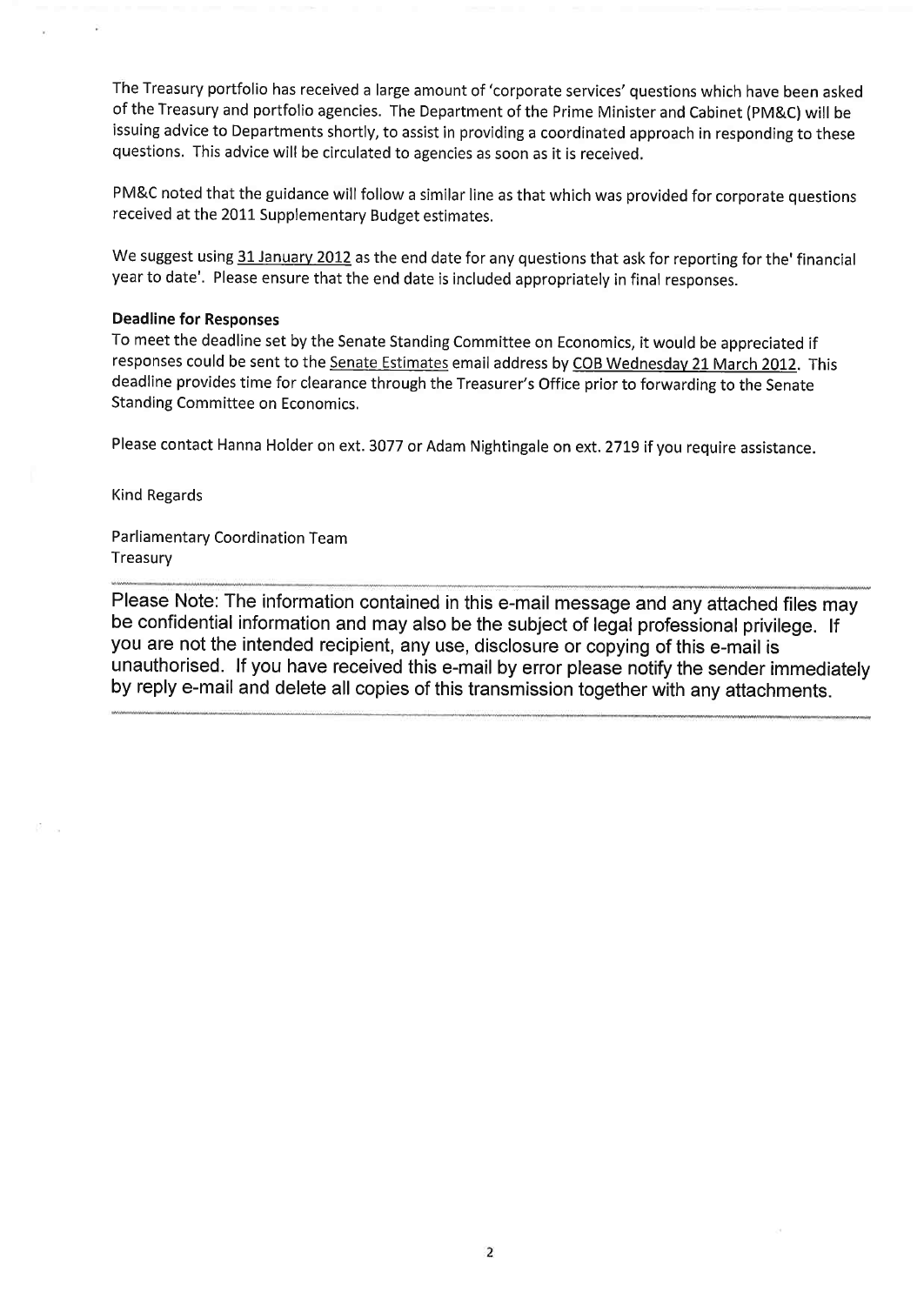The Treasury portfolio has received a large amount of 'corporate services' questions which have been asked of the Treasury and portfolio agencies. The Department of the Prime Minister and Cabinet (PM&C) will be issuing advice to Departments shortly, to assist in providing a coordinated approach in responding to these questions. This advice will be circulated to agencies as soon as it is received.

PM&C noted that the guidance will follow a similar line as that which was provided for corporate questions received at the 2011 Supplementary Budget estimates.

We suggest using 31 January 2012 as the end date for any questions that ask for reporting for the' financial year to date'. Please ensure that the end date is included appropriately in final responses.

**Deadline for Responses**

To meet the deadline set by the Senate Standing Committee on Economics, it would be appreciated if responses could be sent to the Senate Estimates email address by COB Wednesday 21 March 2012. This deadline provides time for clearance through the Treasurer's Office prior to forwarding to the Senate Standing Committee on Economics.

Please contact Hanna Holder on ext. 3077 or Adam Nightingale on ext. 2719 if you require assistance.

Kind Regards

Parliamentary Coordination Team
Treasury

---

Please Note: The information contained in this e-mail message and any attached files may be confidential information and may also be the subject of legal professional privilege. If you are not the intended recipient, any use, disclosure or copying of this e-mail is unauthorised. If you have received this e-mail by error please notify the sender immediately by reply e-mail and delete all copies of this transmission together with any attachments.

---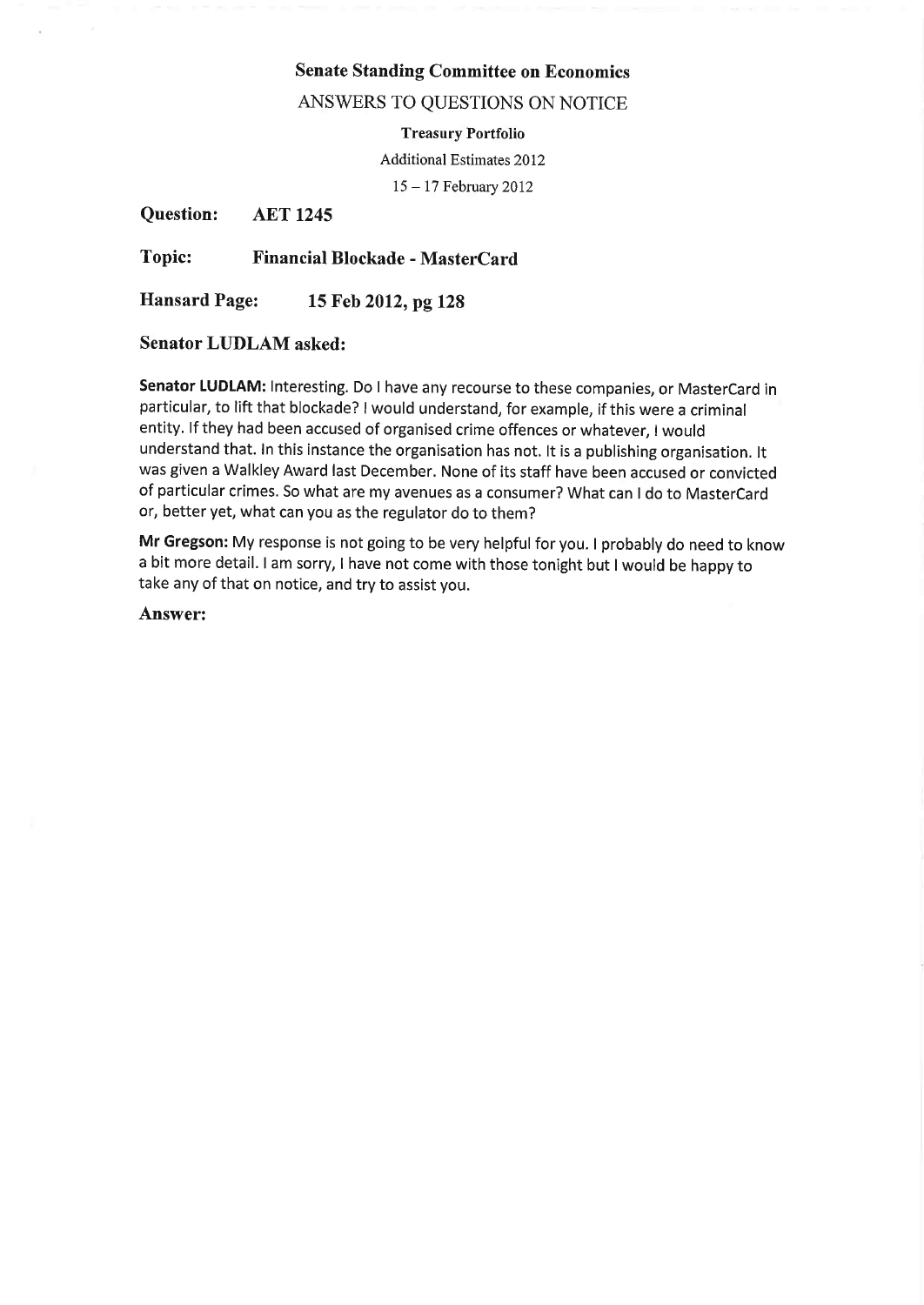**Senate Standing Committee on Economics**

ANSWERS TO QUESTIONS ON NOTICE

**Treasury Portfolio**

Additional Estimates 2012

15 – 17 February 2012

**Question:** **AET 1245**

**Topic:** **Financial Blockade - MasterCard**

**Hansard Page:** **15 Feb 2012, pg 128**

**Senator LUDLAM asked:**

**Senator LUDLAM:** Interesting. Do I have any recourse to these companies, or MasterCard in particular, to lift that blockade? I would understand, for example, if this were a criminal entity. If they had been accused of organised crime offences or whatever, I would understand that. In this instance the organisation has not. It is a publishing organisation. It was given a Walkley Award last December. None of its staff have been accused or convicted of particular crimes. So what are my avenues as a consumer? What can I do to MasterCard or, better yet, what can you as the regulator do to them?

**Mr Gregson:** My response is not going to be very helpful for you. I probably do need to know a bit more detail. I am sorry, I have not come with those tonight but I would be happy to take any of that on notice, and try to assist you.

**Answer:**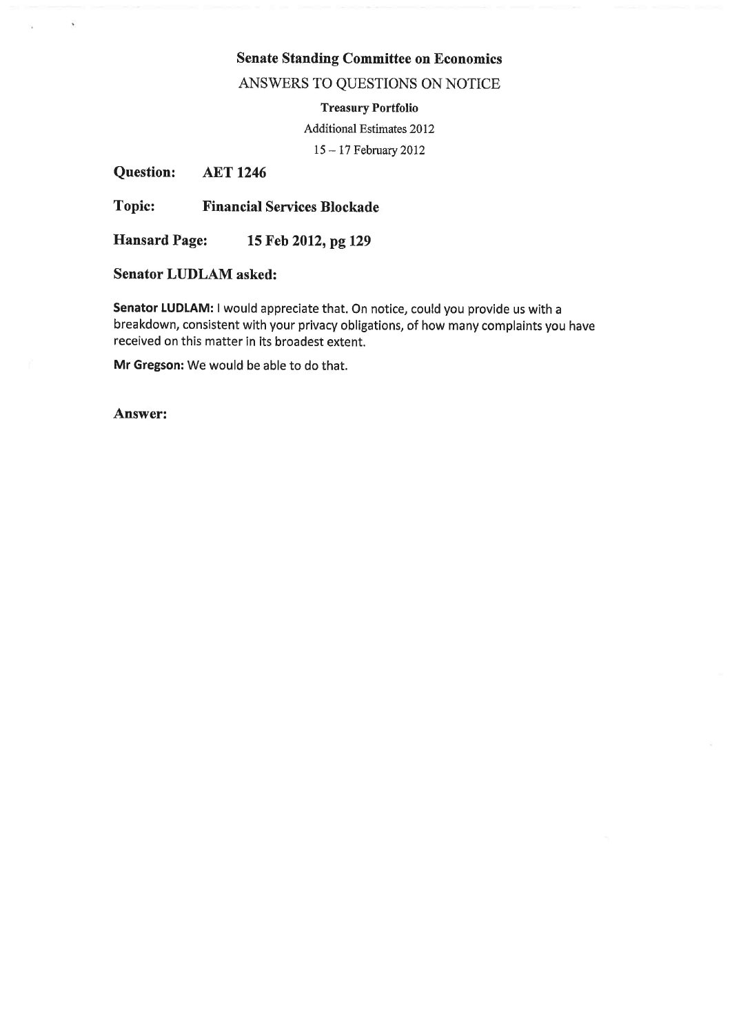## Senate Standing Committee on Economics

ANSWERS TO QUESTIONS ON NOTICE

**Treasury Portfolio**

Additional Estimates 2012

15 – 17 February 2012

**Question:** **AET 1246**

**Topic:** **Financial Services Blockade**

**Hansard Page:** **15 Feb 2012, pg 129**

**Senator LUDLAM asked:**

**Senator LUDLAM:** I would appreciate that. On notice, could you provide us with a breakdown, consistent with your privacy obligations, of how many complaints you have received on this matter in its broadest extent.

**Mr Gregson:** We would be able to do that.

**Answer:**